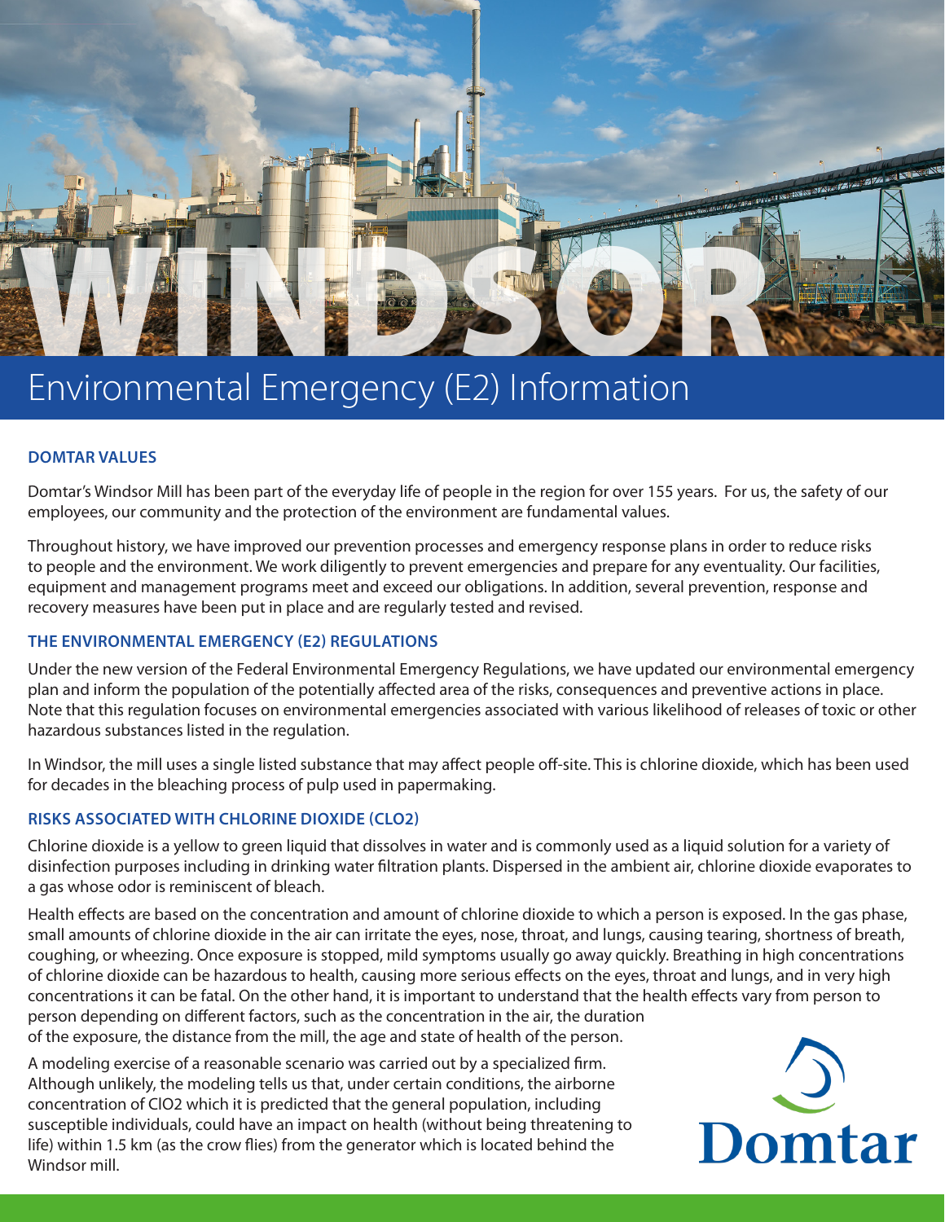# WINDSOR

## Environmental Emergency (E2) Information

### DOMTAR VALUES

Domtar's Windsor Mill has been part of the everyday life of people in the region for over 155 years. For us, the safety of our employees, our community and the protection of the environment are fundamental values.

Throughout history, we have improved our prevention processes and emergency response plans in order to reduce risks to people and the environment. We work diligently to prevent emergencies and prepare for any eventuality. Our facilities, equipment and management programs meet and exceed our obligations. In addition, several prevention, response and recovery measures have been put in place and are regularly tested and revised.

### THE ENVIRONMENTAL EMERGENCY (E2) REGULATIONS

Under the new version of the Federal Environmental Emergency Regulations, we have updated our environmental emergency plan and inform the population of the potentially affected area of the risks, consequences and preventive actions in place. Note that this regulation focuses on environmental emergencies associated with various likelihood of releases of toxic or other hazardous substances listed in the regulation.

In Windsor, the mill uses a single listed substance that may affect people off-site. This is chlorine dioxide, which has been used for decades in the bleaching process of pulp used in papermaking.

### RISKS ASSOCIATED WITH CHLORINE DIOXIDE (CLO2)

Chlorine dioxide is a yellow to green liquid that dissolves in water and is commonly used as a liquid solution for a variety of disinfection purposes including in drinking water filtration plants. Dispersed in the ambient air, chlorine dioxide evaporates to a gas whose odor is reminiscent of bleach.

Health effects are based on the concentration and amount of chlorine dioxide to which a person is exposed. In the gas phase, small amounts of chlorine dioxide in the air can irritate the eyes, nose, throat, and lungs, causing tearing, shortness of breath, coughing, or wheezing. Once exposure is stopped, mild symptoms usually go away quickly. Breathing in high concentrations of chlorine dioxide can be hazardous to health, causing more serious effects on the eyes, throat and lungs, and in very high concentrations it can be fatal. On the other hand, it is important to understand that the health effects vary from person to person depending on different factors, such as the concentration in the air, the duration of the exposure, the distance from the mill, the age and state of health of the person.

A modeling exercise of a reasonable scenario was carried out by a specialized firm. Although unlikely, the modeling tells us that, under certain conditions, the airborne concentration of $ClO_2$ which it is predicted that the general population, including susceptible individuals, could have an impact on health (without being threatening to life) within 1.5 km (as the crow flies) from the generator which is located behind the Windsor mill.

Domtar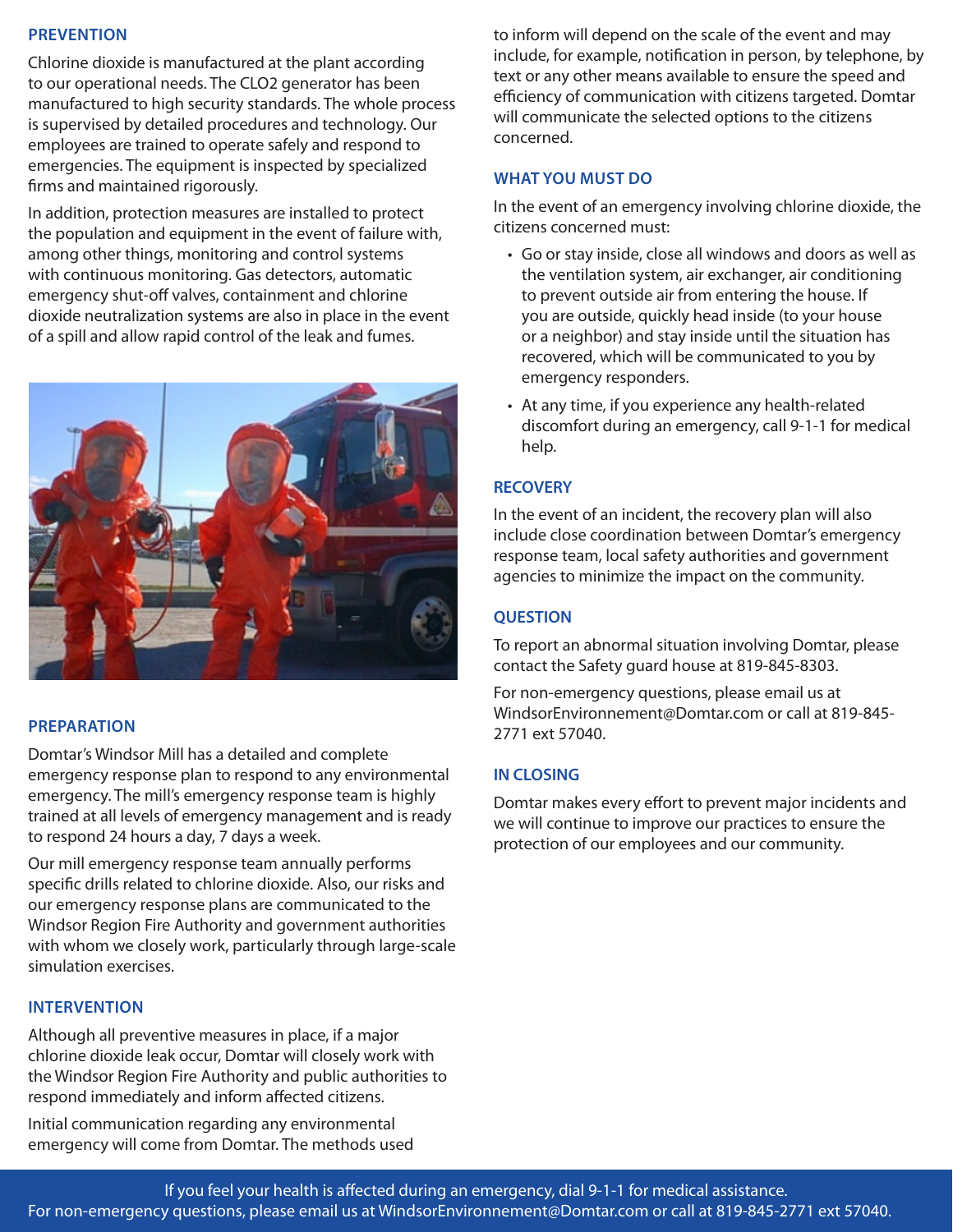## PREVENTION

Chlorine dioxide is manufactured at the plant according to our operational needs. The CLO2 generator has been manufactured to high security standards. The whole process is supervised by detailed procedures and technology. Our employees are trained to operate safely and respond to emergencies. The equipment is inspected by specialized firms and maintained rigorously.

In addition, protection measures are installed to protect the population and equipment in the event of failure with, among other things, monitoring and control systems with continuous monitoring. Gas detectors, automatic emergency shut-off valves, containment and chlorine dioxide neutralization systems are also in place in the event of a spill and allow rapid control of the leak and fumes.

## PREPARATION

Domtar's Windsor Mill has a detailed and complete emergency response plan to respond to any environmental emergency. The mill's emergency response team is highly trained at all levels of emergency management and is ready to respond 24 hours a day, 7 days a week.

Our mill emergency response team annually performs specific drills related to chlorine dioxide. Also, our risks and our emergency response plans are communicated to the Windsor Region Fire Authority and government authorities with whom we closely work, particularly through large-scale simulation exercises.

## INTERVENTION

Although all preventive measures in place, if a major chlorine dioxide leak occur, Domtar will closely work with the Windsor Region Fire Authority and public authorities to respond immediately and inform affected citizens.

Initial communication regarding any environmental emergency will come from Domtar. The methods used to inform will depend on the scale of the event and may include, for example, notification in person, by telephone, by text or any other means available to ensure the speed and efficiency of communication with citizens targeted. Domtar will communicate the selected options to the citizens concerned.

## WHAT YOU MUST DO

In the event of an emergency involving chlorine dioxide, the citizens concerned must:

- Go or stay inside, close all windows and doors as well as the ventilation system, air exchanger, air conditioning to prevent outside air from entering the house. If you are outside, quickly head inside (to your house or a neighbor) and stay inside until the situation has recovered, which will be communicated to you by emergency responders.
- At any time, if you experience any health-related discomfort during an emergency, call 9-1-1 for medical help.

## RECOVERY

In the event of an incident, the recovery plan will also include close coordination between Domtar's emergency response team, local safety authorities and government agencies to minimize the impact on the community.

## QUESTION

To report an abnormal situation involving Domtar, please contact the Safety guard house at 819-845-8303.

For non-emergency questions, please email us at WindsorEnvironnement@Domtar.com or call at 819-845-2771 ext 57040.

## IN CLOSING

Domtar makes every effort to prevent major incidents and we will continue to improve our practices to ensure the protection of our employees and our community.

If you feel your health is affected during an emergency, dial 9-1-1 for medical assistance.
For non-emergency questions, please email us at WindsorEnvironnement@Domtar.com or call at 819-845-2771 ext 57040.